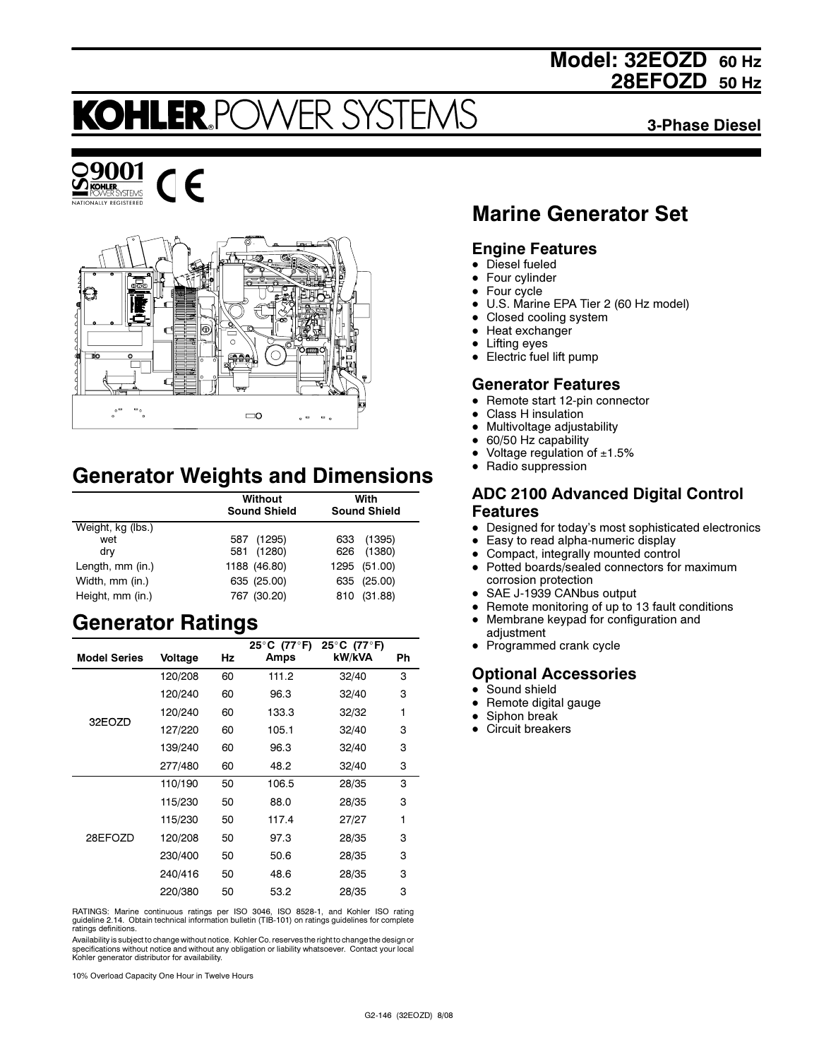# Model: 32EOZD 60 Hz
# 28EFOZD 50 Hz

KOHLER POWER SYSTEMS

**3-Phase Diesel**

ISO 9001 KOHLER POWER SYSTEMS NATIONALLY REGISTERED

CE

## Marine Generator Set

### Engine Features

- Diesel fueled
- Four cylinder
- Four cycle
- U.S. Marine EPA Tier 2 (60 Hz model)
- Closed cooling system
- Heat exchanger
- Lifting eyes
- Electric fuel lift pump

### Generator Features

- Remote start 12-pin connector
- Class H insulation
- Multivoltage adjustability
- 60/50 Hz capability
- Voltage regulation of ±1.5%
- Radio suppression

### ADC 2100 Advanced Digital Control Features

- Designed for today's most sophisticated electronics
- Easy to read alpha-numeric display
- Compact, integrally mounted control
- Potted boards/sealed connectors for maximum corrosion protection
- SAE J-1939 CANbus output
- Remote monitoring of up to 13 fault conditions
- Membrane keypad for configuration and adjustment
- Programmed crank cycle

### Optional Accessories

- Sound shield
- Remote digital gauge
- Siphon break
- Circuit breakers

## Generator Weights and Dimensions

| | Without Sound Shield | With Sound Shield |
|---|---|---|
| Weight, kg (lbs.) | | |
| wet | 587 (1295) | 633 (1395) |
| dry | 581 (1280) | 626 (1380) |
| Length, mm (in.) | 1188 (46.80) | 1295 (51.00) |
| Width, mm (in.) | 635 (25.00) | 635 (25.00) |
| Height, mm (in.) | 767 (30.20) | 810 (31.88) |

## Generator Ratings

| Model Series | Voltage | Hz | 25°C (77°F) Amps | 25°C (77°F) kW/kVA | Ph |
|---|---|---|---|---|---|
| 32EOZD | 120/208 | 60 | 111.2 | 32/40 | 3 |
| | 120/240 | 60 | 96.3 | 32/40 | 3 |
| | 120/240 | 60 | 133.3 | 32/32 | 1 |
| | 127/220 | 60 | 105.1 | 32/40 | 3 |
| | 139/240 | 60 | 96.3 | 32/40 | 3 |
| | 277/480 | 60 | 48.2 | 32/40 | 3 |
| 28EFOZD | 110/190 | 50 | 106.5 | 28/35 | 3 |
| | 115/230 | 50 | 88.0 | 28/35 | 3 |
| | 115/230 | 50 | 117.4 | 27/27 | 1 |
| | 120/208 | 50 | 97.3 | 28/35 | 3 |
| | 230/400 | 50 | 50.6 | 28/35 | 3 |
| | 240/416 | 50 | 48.6 | 28/35 | 3 |
| | 220/380 | 50 | 53.2 | 28/35 | 3 |

RATINGS: Marine continuous ratings per ISO 3046, ISO 8528-1, and Kohler ISO rating guideline 2.14. Obtain technical information bulletin (TIB-101) on ratings guidelines for complete ratings definitions.

Availability is subject to change without notice. Kohler Co. reserves the right to change the design or specifications without notice and without any obligation or liability whatsoever. Contact your local Kohler generator distributor for availability.

10% Overload Capacity One Hour in Twelve Hours

G2-146 (32EOZD) 8/08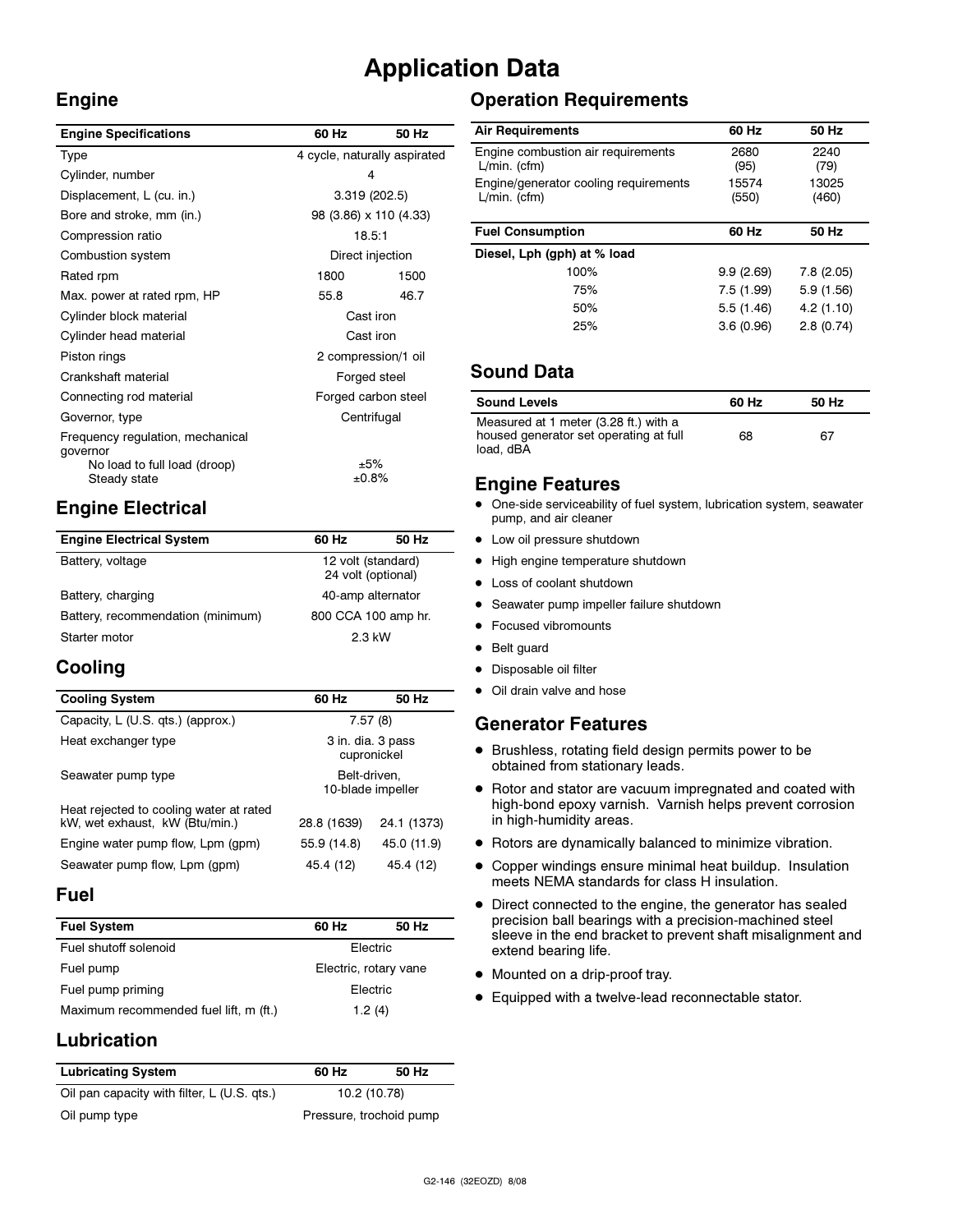# Application Data

## Engine

| Engine Specifications | 60 Hz | 50 Hz |
|---|---|---|
| Type | 4 cycle, naturally aspirated | |
| Cylinder, number | 4 | |
| Displacement, L (cu. in.) | 3.319 (202.5) | |
| Bore and stroke, mm (in.) | 98 (3.86) x 110 (4.33) | |
| Compression ratio | 18.5:1 | |
| Combustion system | Direct injection | |
| Rated rpm | 1800 | 1500 |
| Max. power at rated rpm, HP | 55.8 | 46.7 |
| Cylinder block material | Cast iron | |
| Cylinder head material | Cast iron | |
| Piston rings | 2 compression/1 oil | |
| Crankshaft material | Forged steel | |
| Connecting rod material | Forged carbon steel | |
| Governor, type | Centrifugal | |
| Frequency regulation, mechanical governor | | |
| No load to full load (droop) | ±5% | |
| Steady state | ±0.8% | |

## Engine Electrical

| Engine Electrical System | 60 Hz | 50 Hz |
|---|---|---|
| Battery, voltage | 12 volt (standard) 24 volt (optional) | |
| Battery, charging | 40-amp alternator | |
| Battery, recommendation (minimum) | 800 CCA 100 amp hr. | |
| Starter motor | 2.3 kW | |

## Cooling

| Cooling System | 60 Hz | 50 Hz |
|---|---|---|
| Capacity, L (U.S. qts.) (approx.) | 7.57 (8) | |
| Heat exchanger type | 3 in. dia. 3 pass cupronickel | |
| Seawater pump type | Belt-driven, 10-blade impeller | |
| Heat rejected to cooling water at rated kW, wet exhaust, kW (Btu/min.) | 28.8 (1639) | 24.1 (1373) |
| Engine water pump flow, Lpm (gpm) | 55.9 (14.8) | 45.0 (11.9) |
| Seawater pump flow, Lpm (gpm) | 45.4 (12) | 45.4 (12) |

## Fuel

| Fuel System | 60 Hz | 50 Hz |
|---|---|---|
| Fuel shutoff solenoid | Electric | |
| Fuel pump | Electric, rotary vane | |
| Fuel pump priming | Electric | |
| Maximum recommended fuel lift, m (ft.) | 1.2 (4) | |

## Lubrication

| Lubricating System | 60 Hz | 50 Hz |
|---|---|---|
| Oil pan capacity with filter, L (U.S. qts.) | 10.2 (10.78) | |
| Oil pump type | Pressure, trochoid pump | |

## Operation Requirements

| Air Requirements | 60 Hz | 50 Hz |
|---|---|---|
| Engine combustion air requirements L/min. (cfm) | 2680 (95) | 2240 (79) |
| Engine/generator cooling requirements L/min. (cfm) | 15574 (550) | 13025 (460) |

| Fuel Consumption | 60 Hz | 50 Hz |
|---|---|---|
| **Diesel, Lph (gph) at % load** | | |
| 100% | 9.9 (2.69) | 7.8 (2.05) |
| 75% | 7.5 (1.99) | 5.9 (1.56) |
| 50% | 5.5 (1.46) | 4.2 (1.10) |
| 25% | 3.6 (0.96) | 2.8 (0.74) |

## Sound Data

| Sound Levels | 60 Hz | 50 Hz |
|---|---|---|
| Measured at 1 meter (3.28 ft.) with a housed generator set operating at full load, dBA | 68 | 67 |

## Engine Features

- One-side serviceability of fuel system, lubrication system, seawater pump, and air cleaner
- Low oil pressure shutdown
- High engine temperature shutdown
- Loss of coolant shutdown
- Seawater pump impeller failure shutdown
- Focused vibromounts
- Belt guard
- Disposable oil filter
- Oil drain valve and hose

## Generator Features

- Brushless, rotating field design permits power to be obtained from stationary leads.
- Rotor and stator are vacuum impregnated and coated with high-bond epoxy varnish. Varnish helps prevent corrosion in high-humidity areas.
- Rotors are dynamically balanced to minimize vibration.
- Copper windings ensure minimal heat buildup. Insulation meets NEMA standards for class H insulation.
- Direct connected to the engine, the generator has sealed precision ball bearings with a precision-machined steel sleeve in the end bracket to prevent shaft misalignment and extend bearing life.
- Mounted on a drip-proof tray.
- Equipped with a twelve-lead reconnectable stator.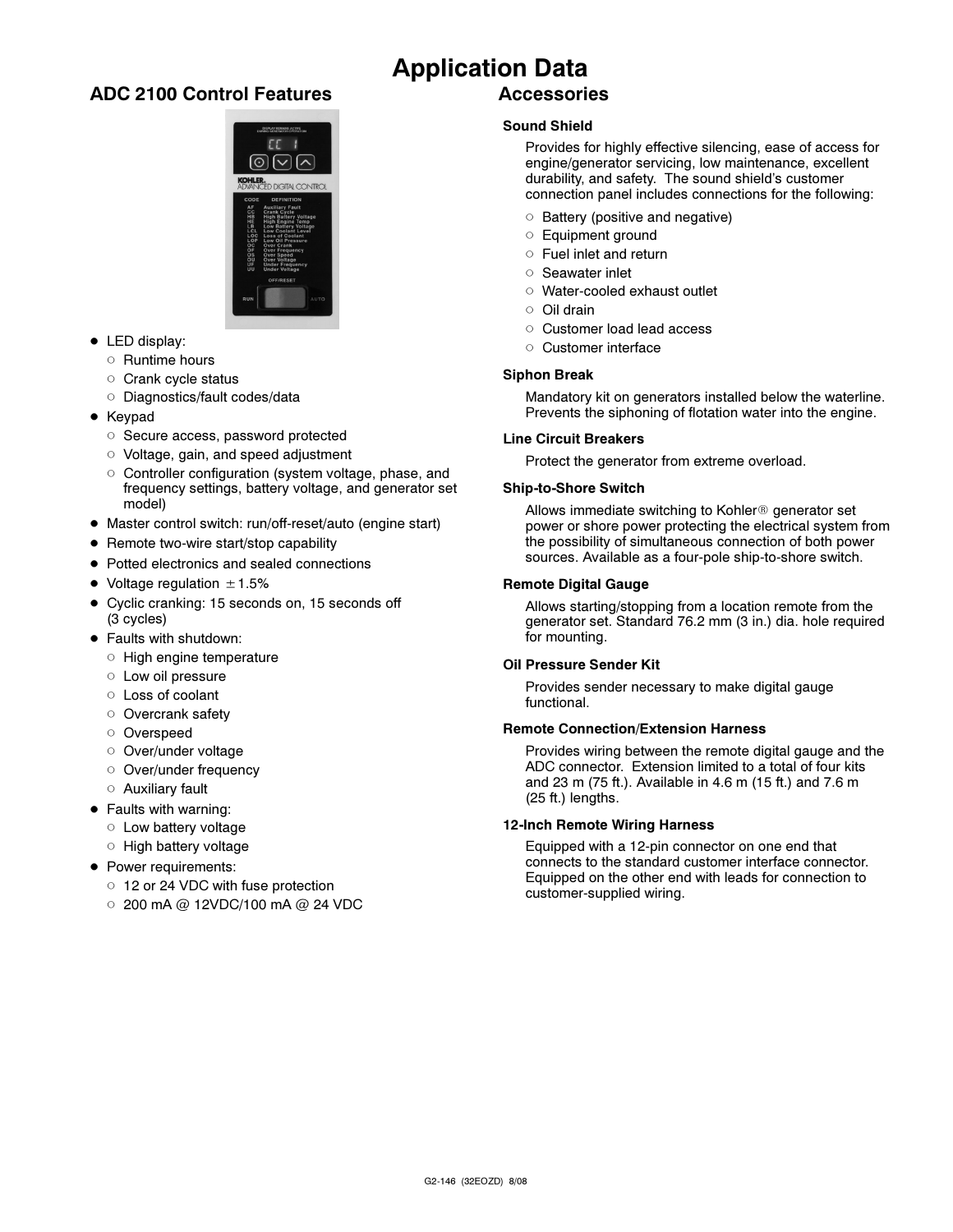# Application Data

## ADC 2100 Control Features

- LED display:
  - Runtime hours
  - Crank cycle status
  - Diagnostics/fault codes/data
- Keypad
  - Secure access, password protected
  - Voltage, gain, and speed adjustment
  - Controller configuration (system voltage, phase, and frequency settings, battery voltage, and generator set model)
- Master control switch: run/off-reset/auto (engine start)
- Remote two-wire start/stop capability
- Potted electronics and sealed connections
- Voltage regulation ±1.5%
- Cyclic cranking: 15 seconds on, 15 seconds off (3 cycles)
- Faults with shutdown:
  - High engine temperature
  - Low oil pressure
  - Loss of coolant
  - Overcrank safety
  - Overspeed
  - Over/under voltage
  - Over/under frequency
  - Auxiliary fault
- Faults with warning:
  - Low battery voltage
  - High battery voltage
- Power requirements:
  - 12 or 24 VDC with fuse protection
  - 200 mA @ 12VDC/100 mA @ 24 VDC

## Accessories

### Sound Shield

Provides for highly effective silencing, ease of access for engine/generator servicing, low maintenance, excellent durability, and safety. The sound shield's customer connection panel includes connections for the following:

- Battery (positive and negative)
- Equipment ground
- Fuel inlet and return
- Seawater inlet
- Water-cooled exhaust outlet
- Oil drain
- Customer load lead access
- Customer interface

### Siphon Break

Mandatory kit on generators installed below the waterline. Prevents the siphoning of flotation water into the engine.

### Line Circuit Breakers

Protect the generator from extreme overload.

### Ship-to-Shore Switch

Allows immediate switching to Kohler® generator set power or shore power protecting the electrical system from the possibility of simultaneous connection of both power sources. Available as a four-pole ship-to-shore switch.

### Remote Digital Gauge

Allows starting/stopping from a location remote from the generator set. Standard 76.2 mm (3 in.) dia. hole required for mounting.

### Oil Pressure Sender Kit

Provides sender necessary to make digital gauge functional.

### Remote Connection/Extension Harness

Provides wiring between the remote digital gauge and the ADC connector. Extension limited to a total of four kits and 23 m (75 ft.). Available in 4.6 m (15 ft.) and 7.6 m (25 ft.) lengths.

### 12-Inch Remote Wiring Harness

Equipped with a 12-pin connector on one end that connects to the standard customer interface connector. Equipped on the other end with leads for connection to customer-supplied wiring.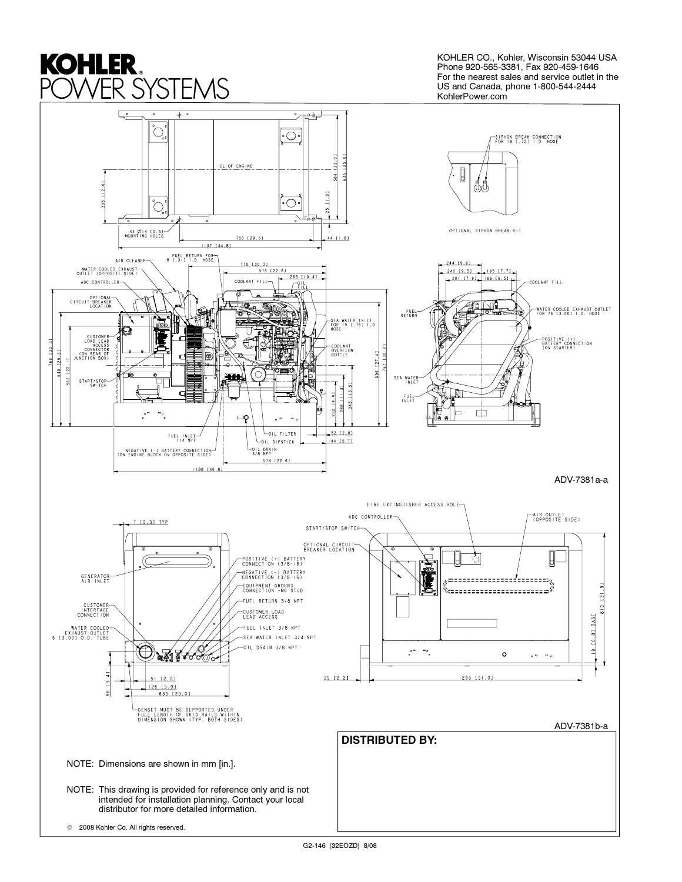KOHLER CO., Kohler, Wisconsin 53044 USA
Phone 920-565-3381, Fax 920-459-1646
For the nearest sales and service outlet in the US and Canada, phone 1-800-544-2444
KohlerPower.com

CL OF ENGINE

305 [12.0]

584 [23.0]

635 [25.0]

25 [1.0]

4X Ø14 [0.5] MOUNTING HOLES

750 [29.5]

44 [1.8]

1137 [44.8]

SIPHON BREAK CONNECTION FOR 19 [.75] I.D. HOSE

OPTIONAL SIPHON BREAK KIT

AIR CLEANER

WATER COOLED EXHAUST OUTLET (OPPOSITE SIDE)

ADC CONTROLLER

OPTIONAL CIRCUIT BREAKER LOCATION

CUSTOMER LOAD LEAD ACCESS CONNECTOR (ON REAR OF JUNCTION BOX)

START/STOP SWITCH

FUEL RETURN FOR 8 [.31] I.D. HOSE

770 [30.3]

575 [22.6]

265 [10.4]

COOLANT FILL

OIL FILL

SEA WATER INLET FOR 19 [.75] I.D. HOSE

COOLANT OVERFLOW BOTTLE

769 [30.3]

640 [25.2]

562 [22.1]

696 [27.4]

767 [30.2]

252 [9.9]

288 [11.3]

343 [13.5]

OIL FILTER

OIL DIPSTICK

52 [2.0]

144 [5.7]

FUEL INLET 1/4 NPT

NEGATIVE (-) BATTERY CONNECTION (ON ENGINE BLOCK ON OPPOSITE SIDE)

OIL DRAIN 3/8 NPT

574 [22.6]

1188 [46.8]

244 [9.6]

240 [9.5]

195 [7.7]

201 [7.9]

166 [6.5]

COOLANT FILL

FUEL RETURN

WATER COOLED EXHAUST OUTLET FOR 76 [3.00] I.D. HOSE

POSITIVE (+) BATTERY CONNECTION (ON STARTER)

SEA WATER INLET

FUEL INLET

ADV-7381a-a

7 [0.3] TYP

GENERATOR AIR INLET

CUSTOMER INTERFACE CONNECTION

WATER COOLED EXHAUST OUTLET 6 [3.00] O.D. TUBE

POSITIVE (+) BATTERY CONNECTION (3/8-16)

NEGATIVE (-) BATTERY CONNECTION (3/8-16)

EQUIPMENT GROUND CONNECTION -M6 STUD

FUEL RETURN 3/8 NPT

CUSTOMER LOAD LEAD ACCESS

FUEL INLET 3/8 NPT

SEA WATER INLET 3/4 NPT

OIL DRAIN 3/8 NPT

86 [3.4]

51 [2.0]

126 [5.0]

635 [25.0]

GENSET MUST BE SUPPORTED UNDER FULL LENGTH OF SKID RAILS WITHIN DIMENSION SHOWN (TYP. BOTH SIDES)

FIRE EXTINGUISHER ACCESS HOLE

ADC CONTROLLER

START/STOP SWITCH

OPTIONAL CIRCUIT BREAKER LOCATION

AIR OUTLET (OPPOSITE SIDE)

810 [31.9]

19 [0.8] BASE

55 [2.2]

1295 [51.0]

ADV-7381b-a

NOTE: Dimensions are shown in mm [in.].

NOTE: This drawing is provided for reference only and is not intended for installation planning. Contact your local distributor for more detailed information.

© 2008 Kohler Co. All rights reserved.

**DISTRIBUTED BY:**

G2-146 (32EOZD) 8/08